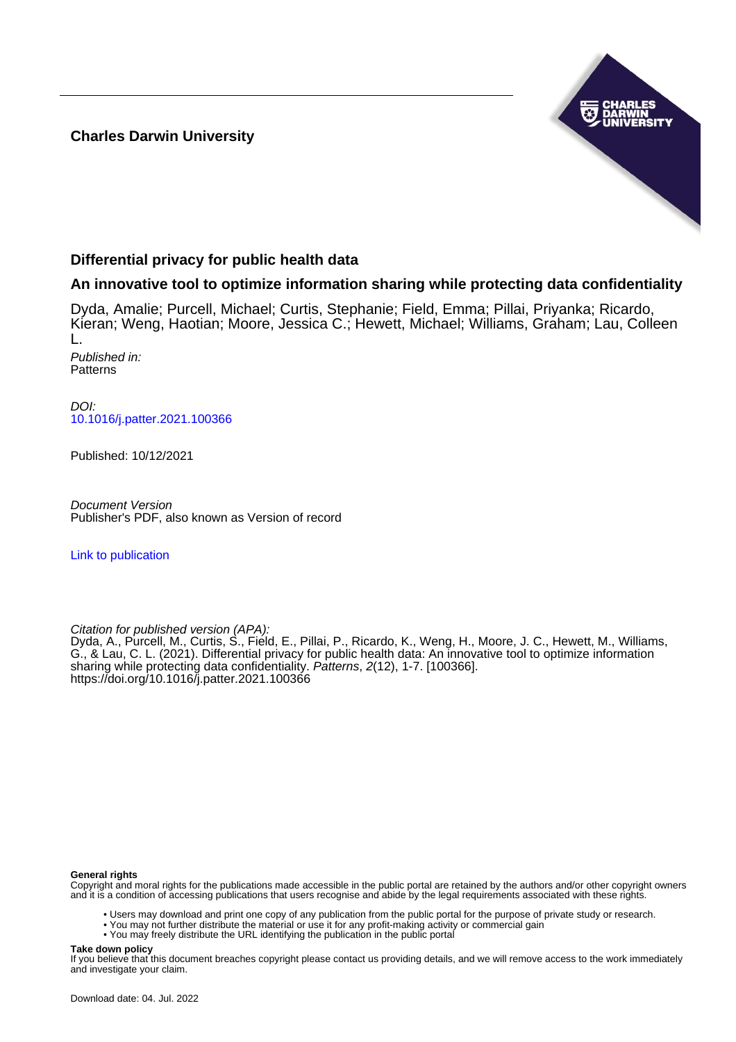**Charles Darwin University**

## Differential privacy for public health data

### An innovative tool to optimize information sharing while protecting data confidentiality

Dyda, Amalie; Purcell, Michael; Curtis, Stephanie; Field, Emma; Pillai, Priyanka; Ricardo, Kieran; Weng, Haotian; Moore, Jessica C.; Hewett, Michael; Williams, Graham; Lau, Colleen L.

*Published in:*
Patterns

*DOI:*
10.1016/j.patter.2021.100366

Published: 10/12/2021

*Document Version*
Publisher's PDF, also known as Version of record

Link to publication

*Citation for published version (APA):*
Dyda, A., Purcell, M., Curtis, S., Field, E., Pillai, P., Ricardo, K., Weng, H., Moore, J. C., Hewett, M., Williams, G., & Lau, C. L. (2021). Differential privacy for public health data: An innovative tool to optimize information sharing while protecting data confidentiality. *Patterns*, *2*(12), 1-7. [100366]. https://doi.org/10.1016/j.patter.2021.100366

**General rights**
Copyright and moral rights for the publications made accessible in the public portal are retained by the authors and/or other copyright owners and it is a condition of accessing publications that users recognise and abide by the legal requirements associated with these rights.

- Users may download and print one copy of any publication from the public portal for the purpose of private study or research.
- You may not further distribute the material or use it for any profit-making activity or commercial gain
- You may freely distribute the URL identifying the publication in the public portal

**Take down policy**
If you believe that this document breaches copyright please contact us providing details, and we will remove access to the work immediately and investigate your claim.

Download date: 04. Jul. 2022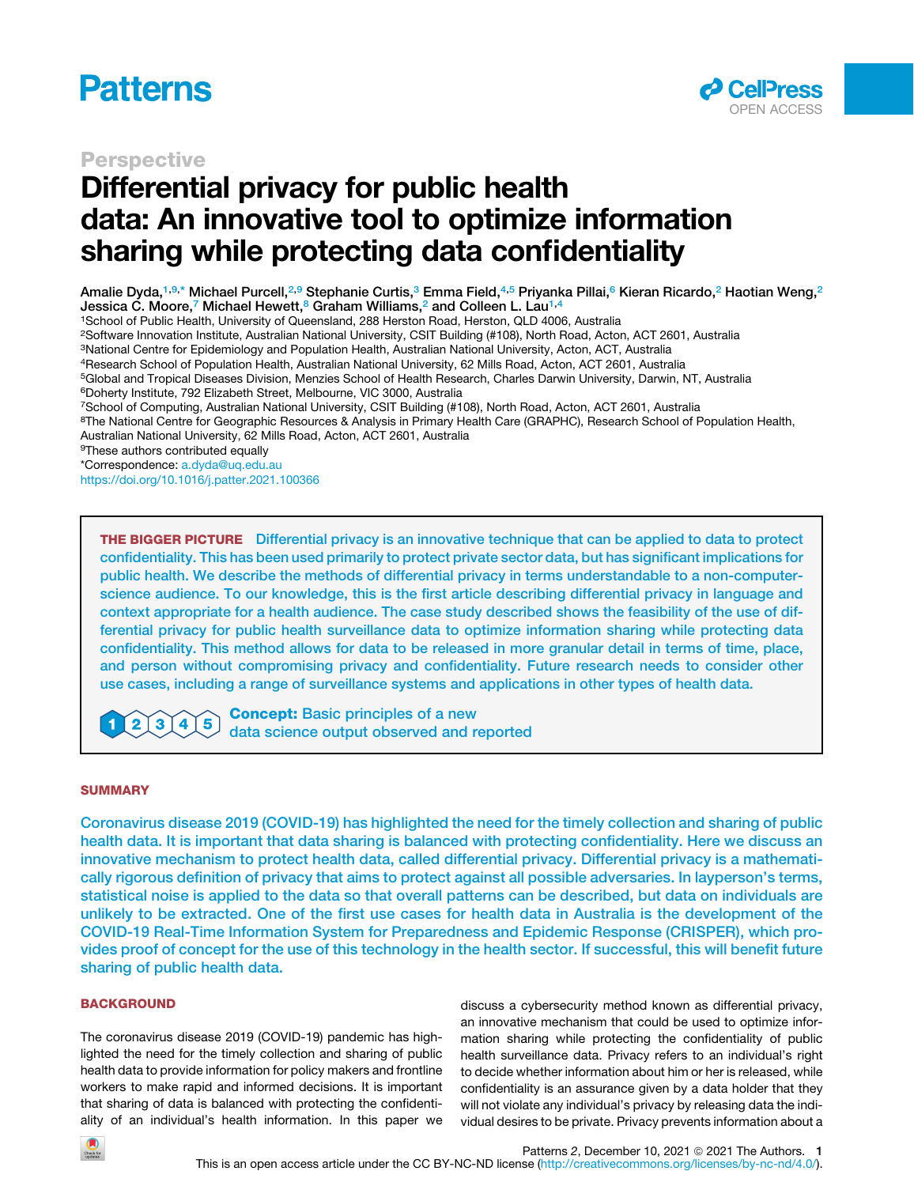Perspective

# Differential privacy for public health data: An innovative tool to optimize information sharing while protecting data confidentiality

Amalie Dyda,[1,9,*] Michael Purcell,[2,9] Stephanie Curtis,[3] Emma Field,[4,5] Priyanka Pillai,[6] Kieran Ricardo,[2] Haotian Weng,[2] Jessica C. Moore,[7] Michael Hewett,[8] Graham Williams,[2] and Colleen L. Lau[1,4]

[1]School of Public Health, University of Queensland, 288 Herston Road, Herston, QLD 4006, Australia
[2]Software Innovation Institute, Australian National University, CSIT Building (#108), North Road, Acton, ACT 2601, Australia
[3]National Centre for Epidemiology and Population Health, Australian National University, Acton, ACT, Australia
[4]Research School of Population Health, Australian National University, 62 Mills Road, Acton, ACT 2601, Australia
[5]Global and Tropical Diseases Division, Menzies School of Health Research, Charles Darwin University, Darwin, NT, Australia
[6]Doherty Institute, 792 Elizabeth Street, Melbourne, VIC 3000, Australia
[7]School of Computing, Australian National University, CSIT Building (#108), North Road, Acton, ACT 2601, Australia
[8]The National Centre for Geographic Resources & Analysis in Primary Health Care (GRAPHC), Research School of Population Health, Australian National University, 62 Mills Road, Acton, ACT 2601, Australia
[9]These authors contributed equally
*Correspondence: a.dyda@uq.edu.au
https://doi.org/10.1016/j.patter.2021.100366

**THE BIGGER PICTURE** Differential privacy is an innovative technique that can be applied to data to protect confidentiality. This has been used primarily to protect private sector data, but has significant implications for public health. We describe the methods of differential privacy in terms understandable to a non-computer-science audience. To our knowledge, this is the first article describing differential privacy in language and context appropriate for a health audience. The case study described shows the feasibility of the use of differential privacy for public health surveillance data to optimize information sharing while protecting data confidentiality. This method allows for data to be released in more granular detail in terms of time, place, and person without compromising privacy and confidentiality. Future research needs to consider other use cases, including a range of surveillance systems and applications in other types of health data.

1 2 3 4 5 **Concept:** Basic principles of a new data science output observed and reported

## SUMMARY

Coronavirus disease 2019 (COVID-19) has highlighted the need for the timely collection and sharing of public health data. It is important that data sharing is balanced with protecting confidentiality. Here we discuss an innovative mechanism to protect health data, called differential privacy. Differential privacy is a mathematically rigorous definition of privacy that aims to protect against all possible adversaries. In layperson's terms, statistical noise is applied to the data so that overall patterns can be described, but data on individuals are unlikely to be extracted. One of the first use cases for health data in Australia is the development of the COVID-19 Real-Time Information System for Preparedness and Epidemic Response (CRISPER), which provides proof of concept for the use of this technology in the health sector. If successful, this will benefit future sharing of public health data.

## BACKGROUND

The coronavirus disease 2019 (COVID-19) pandemic has highlighted the need for the timely collection and sharing of public health data to provide information for policy makers and frontline workers to make rapid and informed decisions. It is important that sharing of data is balanced with protecting the confidentiality of an individual's health information. In this paper we discuss a cybersecurity method known as differential privacy, an innovative mechanism that could be used to optimize information sharing while protecting the confidentiality of public health surveillance data. Privacy refers to an individual's right to decide whether information about him or her is released, while confidentiality is an assurance given by a data holder that they will not violate any individual's privacy by releasing data the individual desires to be private. Privacy prevents information about a

This is an open access article under the CC BY-NC-ND license (http://creativecommons.org/licenses/by-nc-nd/4.0/).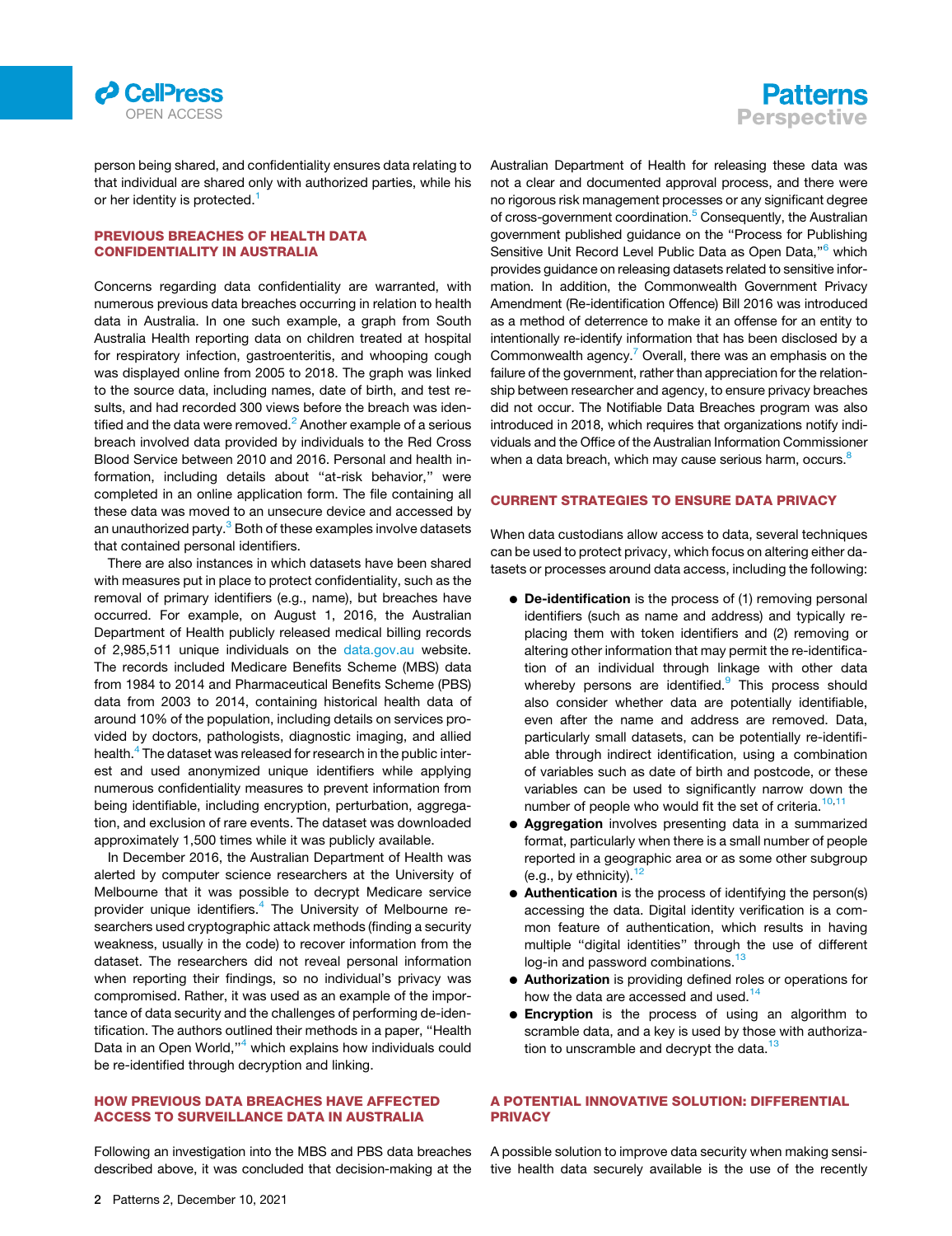person being shared, and confidentiality ensures data relating to that individual are shared only with authorized parties, while his or her identity is protected.[1]

## PREVIOUS BREACHES OF HEALTH DATA CONFIDENTIALITY IN AUSTRALIA

Concerns regarding data confidentiality are warranted, with numerous previous data breaches occurring in relation to health data in Australia. In one such example, a graph from South Australia Health reporting data on children treated at hospital for respiratory infection, gastroenteritis, and whooping cough was displayed online from 2005 to 2018. The graph was linked to the source data, including names, date of birth, and test results, and had recorded 300 views before the breach was identified and the data were removed.[2] Another example of a serious breach involved data provided by individuals to the Red Cross Blood Service between 2010 and 2016. Personal and health information, including details about "at-risk behavior," were completed in an online application form. The file containing all these data was moved to an unsecure device and accessed by an unauthorized party.[3] Both of these examples involve datasets that contained personal identifiers.

There are also instances in which datasets have been shared with measures put in place to protect confidentiality, such as the removal of primary identifiers (e.g., name), but breaches have occurred. For example, on August 1, 2016, the Australian Department of Health publicly released medical billing records of 2,985,511 unique individuals on the data.gov.au website. The records included Medicare Benefits Scheme (MBS) data from 1984 to 2014 and Pharmaceutical Benefits Scheme (PBS) data from 2003 to 2014, containing historical health data of around 10% of the population, including details on services provided by doctors, pathologists, diagnostic imaging, and allied health.[4] The dataset was released for research in the public interest and used anonymized unique identifiers while applying numerous confidentiality measures to prevent information from being identifiable, including encryption, perturbation, aggregation, and exclusion of rare events. The dataset was downloaded approximately 1,500 times while it was publicly available.

In December 2016, the Australian Department of Health was alerted by computer science researchers at the University of Melbourne that it was possible to decrypt Medicare service provider unique identifiers.[4] The University of Melbourne researchers used cryptographic attack methods (finding a security weakness, usually in the code) to recover information from the dataset. The researchers did not reveal personal information when reporting their findings, so no individual's privacy was compromised. Rather, it was used as an example of the importance of data security and the challenges of performing de-identification. The authors outlined their methods in a paper, "Health Data in an Open World,"[4] which explains how individuals could be re-identified through decryption and linking.

## HOW PREVIOUS DATA BREACHES HAVE AFFECTED ACCESS TO SURVEILLANCE DATA IN AUSTRALIA

Following an investigation into the MBS and PBS data breaches described above, it was concluded that decision-making at the Australian Department of Health for releasing these data was not a clear and documented approval process, and there were no rigorous risk management processes or any significant degree of cross-government coordination.[5] Consequently, the Australian government published guidance on the "Process for Publishing Sensitive Unit Record Level Public Data as Open Data,"[6] which provides guidance on releasing datasets related to sensitive information. In addition, the Commonwealth Government Privacy Amendment (Re-identification Offence) Bill 2016 was introduced as a method of deterrence to make it an offense for an entity to intentionally re-identify information that has been disclosed by a Commonwealth agency.[7] Overall, there was an emphasis on the failure of the government, rather than appreciation for the relationship between researcher and agency, to ensure privacy breaches did not occur. The Notifiable Data Breaches program was also introduced in 2018, which requires that organizations notify individuals and the Office of the Australian Information Commissioner when a data breach, which may cause serious harm, occurs.[8]

## CURRENT STRATEGIES TO ENSURE DATA PRIVACY

When data custodians allow access to data, several techniques can be used to protect privacy, which focus on altering either datasets or processes around data access, including the following:

- **De-identification** is the process of (1) removing personal identifiers (such as name and address) and typically replacing them with token identifiers and (2) removing or altering other information that may permit the re-identification of an individual through linkage with other data whereby persons are identified.[9] This process should also consider whether data are potentially identifiable, even after the name and address are removed. Data, particularly small datasets, can be potentially re-identifiable through indirect identification, using a combination of variables such as date of birth and postcode, or these variables can be used to significantly narrow down the number of people who would fit the set of criteria.[10,11]
- **Aggregation** involves presenting data in a summarized format, particularly when there is a small number of people reported in a geographic area or as some other subgroup (e.g., by ethnicity).[12]
- **Authentication** is the process of identifying the person(s) accessing the data. Digital identity verification is a common feature of authentication, which results in having multiple "digital identities" through the use of different log-in and password combinations.[13]
- **Authorization** is providing defined roles or operations for how the data are accessed and used.[14]
- **Encryption** is the process of using an algorithm to scramble data, and a key is used by those with authorization to unscramble and decrypt the data.[13]

## A POTENTIAL INNOVATIVE SOLUTION: DIFFERENTIAL PRIVACY

A possible solution to improve data security when making sensitive health data securely available is the use of the recently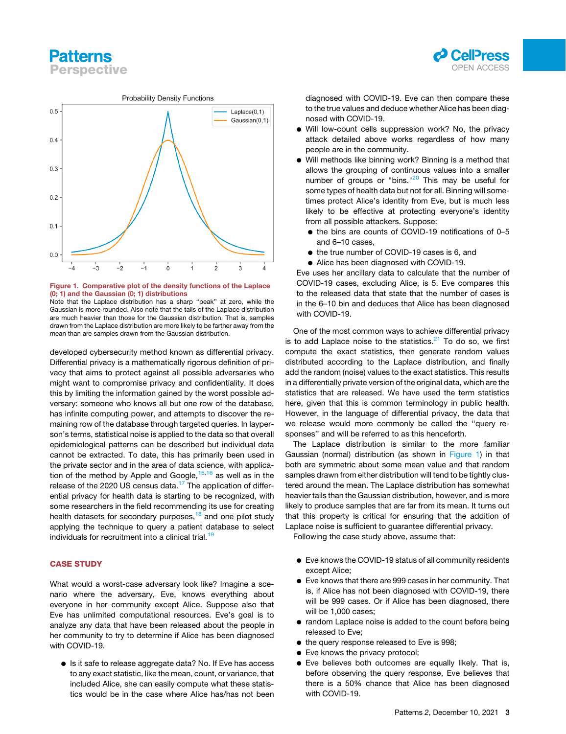Figure 1. Comparative plot of the density functions of the Laplace (0; 1) and the Gaussian (0; 1) distributions

Note that the Laplace distribution has a sharp "peak" at zero, while the Gaussian is more rounded. Also note that the tails of the Laplace distribution are much heavier than those for the Gaussian distribution. That is, samples drawn from the Laplace distribution are more likely to be farther away from the mean than are samples drawn from the Gaussian distribution.

developed cybersecurity method known as differential privacy. Differential privacy is a mathematically rigorous definition of privacy that aims to protect against all possible adversaries who might want to compromise privacy and confidentiality. It does this by limiting the information gained by the worst possible adversary: someone who knows all but one row of the database, has infinite computing power, and attempts to discover the remaining row of the database through targeted queries. In layperson's terms, statistical noise is applied to the data so that overall epidemiological patterns can be described but individual data cannot be extracted. To date, this has primarily been used in the private sector and in the area of data science, with application of the method by Apple and Google,[15,16] as well as in the release of the 2020 US census data.[17] The application of differential privacy for health data is starting to be recognized, with some researchers in the field recommending its use for creating health datasets for secondary purposes,[18] and one pilot study applying the technique to query a patient database to select individuals for recruitment into a clinical trial.[19]

## CASE STUDY

What would a worst-case adversary look like? Imagine a scenario where the adversary, Eve, knows everything about everyone in her community except Alice. Suppose also that Eve has unlimited computational resources. Eve's goal is to analyze any data that have been released about the people in her community to try to determine if Alice has been diagnosed with COVID-19.

- Is it safe to release aggregate data? No. If Eve has access to any exact statistic, like the mean, count, or variance, that included Alice, she can easily compute what these statistics would be in the case where Alice has/has not been diagnosed with COVID-19. Eve can then compare these to the true values and deduce whether Alice has been diagnosed with COVID-19.
- Will low-count cells suppression work? No, the privacy attack detailed above works regardless of how many people are in the community.
- Will methods like binning work? Binning is a method that allows the grouping of continuous values into a smaller number of groups or "bins."[20] This may be useful for some types of health data but not for all. Binning will sometimes protect Alice's identity from Eve, but is much less likely to be effective at protecting everyone's identity from all possible attackers. Suppose:
  - the bins are counts of COVID-19 notifications of 0–5 and 6–10 cases,
  - the true number of COVID-19 cases is 6, and
  - Alice has been diagnosed with COVID-19.

  Eve uses her ancillary data to calculate that the number of COVID-19 cases, excluding Alice, is 5. Eve compares this to the released data that state that the number of cases is in the 6–10 bin and deduces that Alice has been diagnosed with COVID-19.

One of the most common ways to achieve differential privacy is to add Laplace noise to the statistics.[21] To do so, we first compute the exact statistics, then generate random values distributed according to the Laplace distribution, and finally add the random (noise) values to the exact statistics. This results in a differentially private version of the original data, which are the statistics that are released. We have used the term statistics here, given that this is common terminology in public health. However, in the language of differential privacy, the data that we release would more commonly be called the "query responses" and will be referred to as this henceforth.

The Laplace distribution is similar to the more familiar Gaussian (normal) distribution (as shown in Figure 1) in that both are symmetric about some mean value and that random samples drawn from either distribution will tend to be tightly clustered around the mean. The Laplace distribution has somewhat heavier tails than the Gaussian distribution, however, and is more likely to produce samples that are far from its mean. It turns out that this property is critical for ensuring that the addition of Laplace noise is sufficient to guarantee differential privacy.

Following the case study above, assume that:

- Eve knows the COVID-19 status of all community residents except Alice;
- Eve knows that there are 999 cases in her community. That is, if Alice has not been diagnosed with COVID-19, there will be 999 cases. Or if Alice has been diagnosed, there will be 1,000 cases;
- random Laplace noise is added to the count before being released to Eve;
- the query response released to Eve is 998;
- Eve knows the privacy protocol;
- Eve believes both outcomes are equally likely. That is, before observing the query response, Eve believes that there is a 50% chance that Alice has been diagnosed with COVID-19.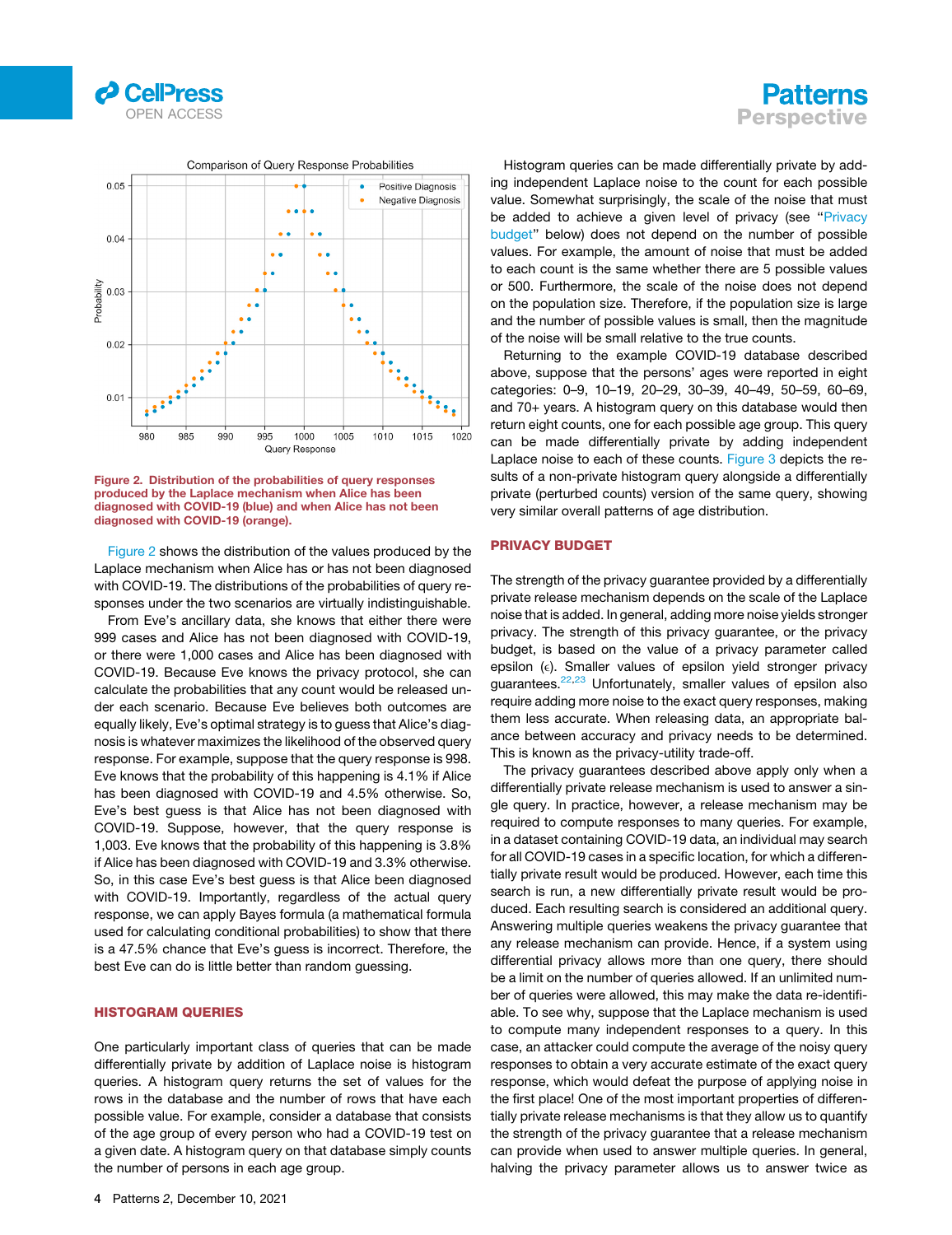Figure 2. Distribution of the probabilities of query responses produced by the Laplace mechanism when Alice has been diagnosed with COVID-19 (blue) and when Alice has not been diagnosed with COVID-19 (orange).

Figure 2 shows the distribution of the values produced by the Laplace mechanism when Alice has or has not been diagnosed with COVID-19. The distributions of the probabilities of query responses under the two scenarios are virtually indistinguishable.

From Eve's ancillary data, she knows that either there were 999 cases and Alice has not been diagnosed with COVID-19, or there were 1,000 cases and Alice has been diagnosed with COVID-19. Because Eve knows the privacy protocol, she can calculate the probabilities that any count would be released under each scenario. Because Eve believes both outcomes are equally likely, Eve's optimal strategy is to guess that Alice's diagnosis is whatever maximizes the likelihood of the observed query response. For example, suppose that the query response is 998. Eve knows that the probability of this happening is 4.1% if Alice has been diagnosed with COVID-19 and 4.5% otherwise. So, Eve's best guess is that Alice has not been diagnosed with COVID-19. Suppose, however, that the query response is 1,003. Eve knows that the probability of this happening is 3.8% if Alice has been diagnosed with COVID-19 and 3.3% otherwise. So, in this case Eve's best guess is that Alice been diagnosed with COVID-19. Importantly, regardless of the actual query response, we can apply Bayes formula (a mathematical formula used for calculating conditional probabilities) to show that there is a 47.5% chance that Eve's guess is incorrect. Therefore, the best Eve can do is little better than random guessing.

## HISTOGRAM QUERIES

One particularly important class of queries that can be made differentially private by addition of Laplace noise is histogram queries. A histogram query returns the set of values for the rows in the database and the number of rows that have each possible value. For example, consider a database that consists of the age group of every person who had a COVID-19 test on a given date. A histogram query on that database simply counts the number of persons in each age group.

Histogram queries can be made differentially private by adding independent Laplace noise to the count for each possible value. Somewhat surprisingly, the scale of the noise that must be added to achieve a given level of privacy (see "Privacy budget" below) does not depend on the number of possible values. For example, the amount of noise that must be added to each count is the same whether there are 5 possible values or 500. Furthermore, the scale of the noise does not depend on the population size. Therefore, if the population size is large and the number of possible values is small, then the magnitude of the noise will be small relative to the true counts.

Returning to the example COVID-19 database described above, suppose that the persons' ages were reported in eight categories: 0–9, 10–19, 20–29, 30–39, 40–49, 50–59, 60–69, and 70+ years. A histogram query on this database would then return eight counts, one for each possible age group. This query can be made differentially private by adding independent Laplace noise to each of these counts. Figure 3 depicts the results of a non-private histogram query alongside a differentially private (perturbed counts) version of the same query, showing very similar overall patterns of age distribution.

## PRIVACY BUDGET

The strength of the privacy guarantee provided by a differentially private release mechanism depends on the scale of the Laplace noise that is added. In general, adding more noise yields stronger privacy. The strength of this privacy guarantee, or the privacy budget, is based on the value of a privacy parameter called epsilon ($\epsilon$). Smaller values of epsilon yield stronger privacy guarantees.[22,23] Unfortunately, smaller values of epsilon also require adding more noise to the exact query responses, making them less accurate. When releasing data, an appropriate balance between accuracy and privacy needs to be determined. This is known as the privacy-utility trade-off.

The privacy guarantees described above apply only when a differentially private release mechanism is used to answer a single query. In practice, however, a release mechanism may be required to compute responses to many queries. For example, in a dataset containing COVID-19 data, an individual may search for all COVID-19 cases in a specific location, for which a differentially private result would be produced. However, each time this search is run, a new differentially private result would be produced. Each resulting search is considered an additional query. Answering multiple queries weakens the privacy guarantee that any release mechanism can provide. Hence, if a system using differential privacy allows more than one query, there should be a limit on the number of queries allowed. If an unlimited number of queries were allowed, this may make the data re-identifiable. To see why, suppose that the Laplace mechanism is used to compute many independent responses to a query. In this case, an attacker could compute the average of the noisy query responses to obtain a very accurate estimate of the exact query response, which would defeat the purpose of applying noise in the first place! One of the most important properties of differentially private release mechanisms is that they allow us to quantify the strength of the privacy guarantee that a release mechanism can provide when used to answer multiple queries. In general, halving the privacy parameter allows us to answer twice as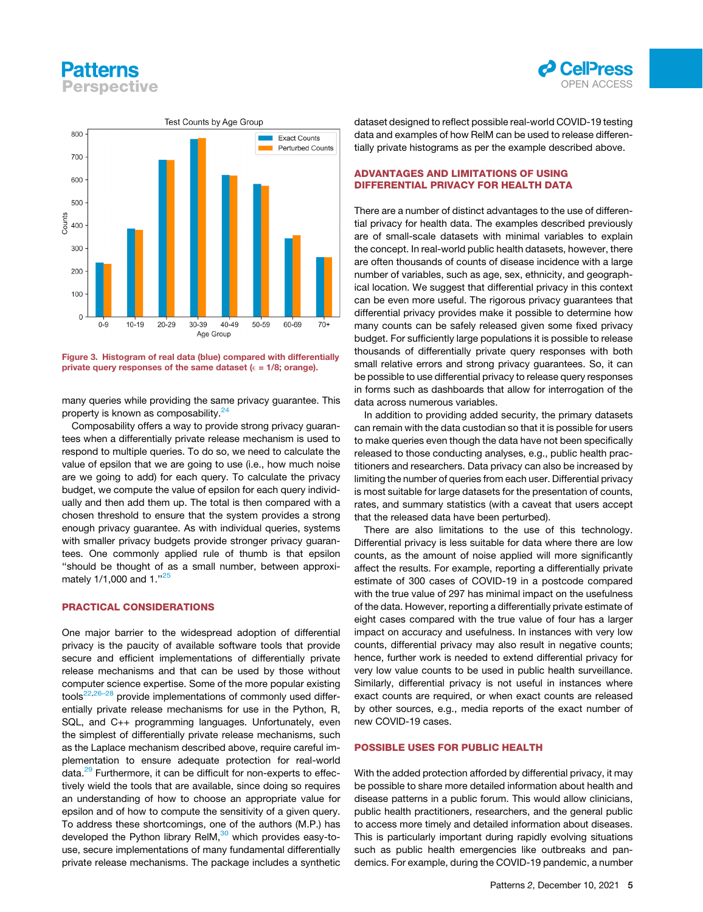Figure 3. Histogram of real data (blue) compared with differentially private query responses of the same dataset ($\epsilon$ = 1/8; orange).

many queries while providing the same privacy guarantee. This property is known as composability.[24]

Composability offers a way to provide strong privacy guarantees when a differentially private release mechanism is used to respond to multiple queries. To do so, we need to calculate the value of epsilon that we are going to use (i.e., how much noise are we going to add) for each query. To calculate the privacy budget, we compute the value of epsilon for each query individually and then add them up. The total is then compared with a chosen threshold to ensure that the system provides a strong enough privacy guarantee. As with individual queries, systems with smaller privacy budgets provide stronger privacy guarantees. One commonly applied rule of thumb is that epsilon "should be thought of as a small number, between approximately 1/1,000 and 1."[25]

## PRACTICAL CONSIDERATIONS

One major barrier to the widespread adoption of differential privacy is the paucity of available software tools that provide secure and efficient implementations of differentially private release mechanisms and that can be used by those without computer science expertise. Some of the more popular existing tools[22,26–28] provide implementations of commonly used differentially private release mechanisms for use in the Python, R, SQL, and C++ programming languages. Unfortunately, even the simplest of differentially private release mechanisms, such as the Laplace mechanism described above, require careful implementation to ensure adequate protection for real-world data.[29] Furthermore, it can be difficult for non-experts to effectively wield the tools that are available, since doing so requires an understanding of how to choose an appropriate value for epsilon and of how to compute the sensitivity of a given query. To address these shortcomings, one of the authors (M.P.) has developed the Python library RelM,[30] which provides easy-to-use, secure implementations of many fundamental differentially private release mechanisms. The package includes a synthetic dataset designed to reflect possible real-world COVID-19 testing data and examples of how RelM can be used to release differentially private histograms as per the example described above.

## ADVANTAGES AND LIMITATIONS OF USING DIFFERENTIAL PRIVACY FOR HEALTH DATA

There are a number of distinct advantages to the use of differential privacy for health data. The examples described previously are of small-scale datasets with minimal variables to explain the concept. In real-world public health datasets, however, there are often thousands of counts of disease incidence with a large number of variables, such as age, sex, ethnicity, and geographical location. We suggest that differential privacy in this context can be even more useful. The rigorous privacy guarantees that differential privacy provides make it possible to determine how many counts can be safely released given some fixed privacy budget. For sufficiently large populations it is possible to release thousands of differentially private query responses with both small relative errors and strong privacy guarantees. So, it can be possible to use differential privacy to release query responses in forms such as dashboards that allow for interrogation of the data across numerous variables.

In addition to providing added security, the primary datasets can remain with the data custodian so that it is possible for users to make queries even though the data have not been specifically released to those conducting analyses, e.g., public health practitioners and researchers. Data privacy can also be increased by limiting the number of queries from each user. Differential privacy is most suitable for large datasets for the presentation of counts, rates, and summary statistics (with a caveat that users accept that the released data have been perturbed).

There are also limitations to the use of this technology. Differential privacy is less suitable for data where there are low counts, as the amount of noise applied will more significantly affect the results. For example, reporting a differentially private estimate of 300 cases of COVID-19 in a postcode compared with the true value of 297 has minimal impact on the usefulness of the data. However, reporting a differentially private estimate of eight cases compared with the true value of four has a larger impact on accuracy and usefulness. In instances with very low counts, differential privacy may also result in negative counts; hence, further work is needed to extend differential privacy for very low value counts to be used in public health surveillance. Similarly, differential privacy is not useful in instances where exact counts are required, or when exact counts are released by other sources, e.g., media reports of the exact number of new COVID-19 cases.

## POSSIBLE USES FOR PUBLIC HEALTH

With the added protection afforded by differential privacy, it may be possible to share more detailed information about health and disease patterns in a public forum. This would allow clinicians, public health practitioners, researchers, and the general public to access more timely and detailed information about diseases. This is particularly important during rapidly evolving situations such as public health emergencies like outbreaks and pandemics. For example, during the COVID-19 pandemic, a number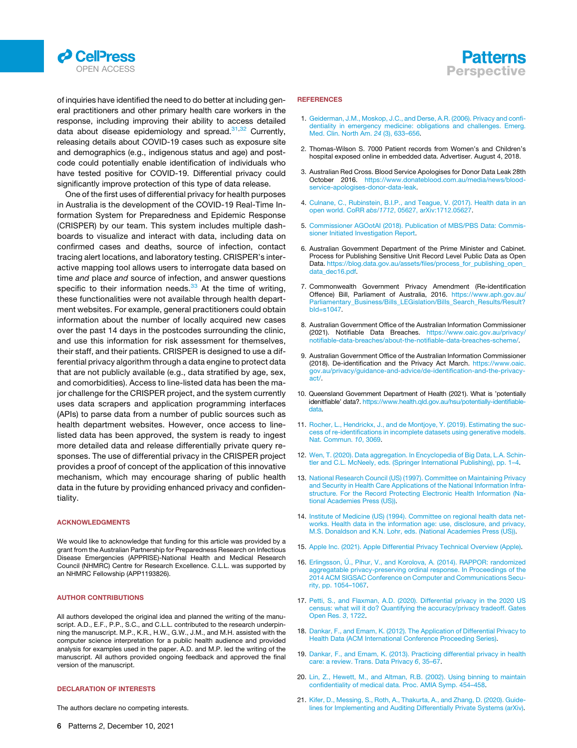of inquiries have identified the need to do better at including general practitioners and other primary health care workers in the response, including improving their ability to access detailed data about disease epidemiology and spread.[31,32] Currently, releasing details about COVID-19 cases such as exposure site and demographics (e.g., indigenous status and age) and postcode could potentially enable identification of individuals who have tested positive for COVID-19. Differential privacy could significantly improve protection of this type of data release.

One of the first uses of differential privacy for health purposes in Australia is the development of the COVID-19 Real-Time Information System for Preparedness and Epidemic Response (CRISPER) by our team. This system includes multiple dashboards to visualize and interact with data, including data on confirmed cases and deaths, source of infection, contact tracing alert locations, and laboratory testing. CRISPER's interactive mapping tool allows users to interrogate data based on time *and* place *and* source of infection, and answer questions specific to their information needs.[33] At the time of writing, these functionalities were not available through health department websites. For example, general practitioners could obtain information about the number of locally acquired new cases over the past 14 days in the postcodes surrounding the clinic, and use this information for risk assessment for themselves, their staff, and their patients. CRISPER is designed to use a differential privacy algorithm through a data engine to protect data that are not publicly available (e.g., data stratified by age, sex, and comorbidities). Access to line-listed data has been the major challenge for the CRISPER project, and the system currently uses data scrapers and application programming interfaces (APIs) to parse data from a number of public sources such as health department websites. However, once access to line-listed data has been approved, the system is ready to ingest more detailed data and release differentially private query responses. The use of differential privacy in the CRISPER project provides a proof of concept of the application of this innovative mechanism, which may encourage sharing of public health data in the future by providing enhanced privacy and confidentiality.

## ACKNOWLEDGMENTS

We would like to acknowledge that funding for this article was provided by a grant from the Australian Partnership for Preparedness Research on Infectious Disease Emergencies (APPRISE)-National Health and Medical Research Council (NHMRC) Centre for Research Excellence. C.L.L. was supported by an NHMRC Fellowship (APP1193826).

## AUTHOR CONTRIBUTIONS

All authors developed the original idea and planned the writing of the manuscript. A.D., E.F., P.P., S.C., and C.L.L. contributed to the research underpinning the manuscript. M.P., K.R., H.W., G.W., J.M., and M.H. assisted with the computer science interpretation for a public health audience and provided analysis for examples used in the paper. A.D. and M.P. led the writing of the manuscript. All authors provided ongoing feedback and approved the final version of the manuscript.

## DECLARATION OF INTERESTS

The authors declare no competing interests.

## REFERENCES

1. Geiderman, J.M., Moskop, J.C., and Derse, A.R. (2006). Privacy and confidentiality in emergency medicine: obligations and challenges. Emerg. Med. Clin. North Am. *24* (3), 633–656.

2. Thomas-Wilson S. 7000 Patient records from Women's and Children's hospital exposed online in embedded data. Advertiser. August 4, 2018.

3. Australian Red Cross. Blood Service Apologises for Donor Data Leak 28th October 2016. https://www.donateblood.com.au/media/news/blood-service-apologises-donor-data-leak.

4. Culnane, C., Rubinstein, B.I.P., and Teague, V. (2017). Health data in an open world. CoRR *abs/1712*, 05627, arXiv:1712.05627.

5. Commissioner AGOotAI (2018). Publication of MBS/PBS Data: Commissioner Initiated Investigation Report.

6. Australian Government Department of the Prime Minister and Cabinet. Process for Publishing Sensitive Unit Record Level Public Data as Open Data. https://blog.data.gov.au/assets/files/process_for_publishing_open_data_dec16.pdf.

7. Commonwealth Government Privacy Amendment (Re-identification Offence) Bill, Parliament of Australia, 2016. https://www.aph.gov.au/Parliamentary_Business/Bills_LEGislation/Bills_Search_Results/Result?bId=s1047.

8. Australian Government Office of the Australian Information Commissioner (2021). Notifiable Data Breaches. https://www.oaic.gov.au/privacy/notifiable-data-breaches/about-the-notifiable-data-breaches-scheme/.

9. Australian Government Office of the Australian Information Commissioner (2018). De-identification and the Privacy Act March. https://www.oaic.gov.au/privacy/guidance-and-advice/de-identification-and-the-privacy-act/.

10. Queensland Government Department of Health (2021). What is 'potentially idenitfiable' data?. https://www.health.qld.gov.au/hsu/potentially-identifiable-data.

11. Rocher, L., Hendrickx, J., and de Montjoye, Y. (2019). Estimating the success of re-identifications in incomplete datasets using generative models. Nat. Commun. *10*, 3069.

12. Wen, T. (2020). Data aggregation. In Encyclopedia of Big Data, L.A. Schintler and C.L. McNeely, eds. (Springer International Publishing), pp. 1–4.

13. National Research Council (US) (1997). Committee on Maintaining Privacy and Security in Health Care Applications of the National Information Infrastructure. For the Record Protecting Electronic Health Information (National Academies Press (US)).

14. Institute of Medicine (US) (1994). Committee on regional health data networks. Health data in the information age: use, disclosure, and privacy, M.S. Donaldson and K.N. Lohr, eds. (National Academies Press (US)).

15. Apple Inc. (2021). Apple Differential Privacy Technical Overview (Apple).

16. Erlingsson, Ú., Pihur, V., and Korolova, A. (2014). RAPPOR: randomized aggregatable privacy-preserving ordinal response. In Proceedings of the 2014 ACM SIGSAC Conference on Computer and Communications Security, pp. 1054–1067.

17. Petti, S., and Flaxman, A.D. (2020). Differential privacy in the 2020 US census: what will it do? Quantifying the accuracy/privacy tradeoff. Gates Open Res. *3*, 1722.

18. Dankar, F., and Emam, K. (2012). The Application of Differential Privacy to Health Data (ACM International Conference Proceeding Series).

19. Dankar, F., and Emam, K. (2013). Practicing differential privacy in health care: a review. Trans. Data Privacy *6*, 35–67.

20. Lin, Z., Hewett, M., and Altman, R.B. (2002). Using binning to maintain confidentiality of medical data. Proc. AMIA Symp. 454–458.

21. Kifer, D., Messing, S., Roth, A., Thakurta, A., and Zhang, D. (2020). Guidelines for Implementing and Auditing Differentially Private Systems (arXiv).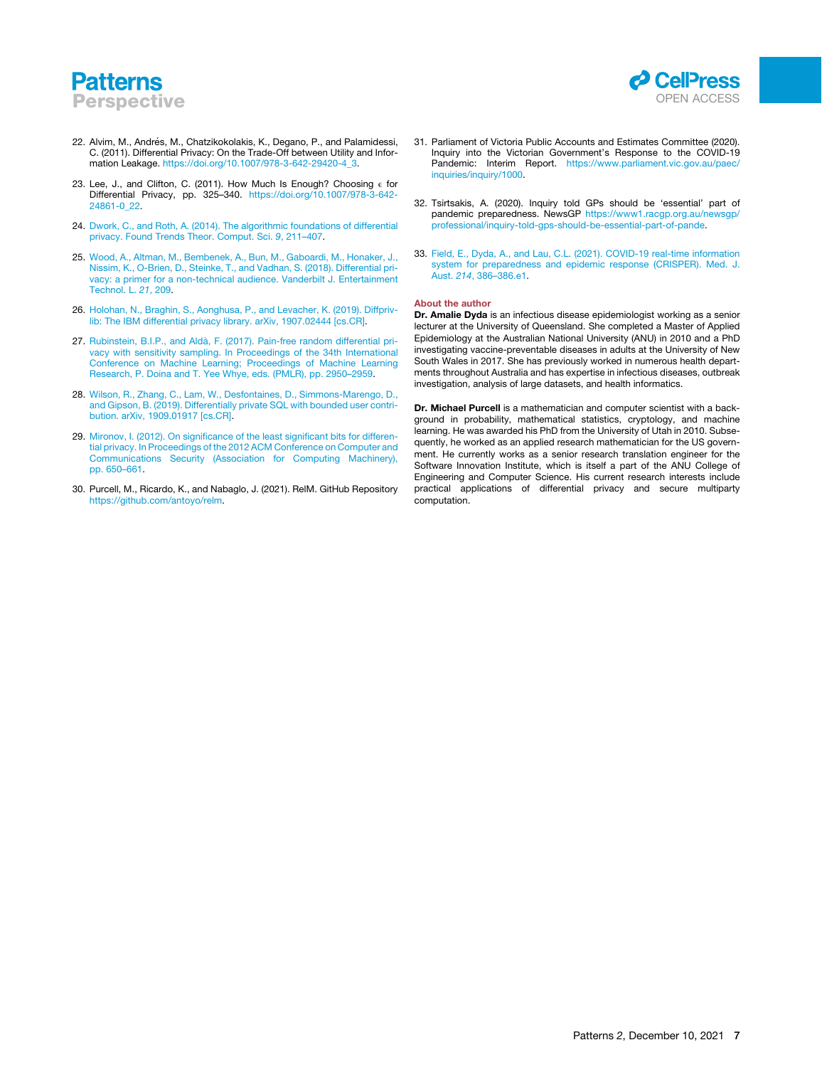22. Alvim, M., Andrés, M., Chatzikokolakis, K., Degano, P., and Palamidessi, C. (2011). Differential Privacy: On the Trade-Off between Utility and Information Leakage. https://doi.org/10.1007/978-3-642-29420-4_3.

23. Lee, J., and Clifton, C. (2011). How Much Is Enough? Choosing $\epsilon$ for Differential Privacy, pp. 325–340. https://doi.org/10.1007/978-3-642-24861-0_22.

24. Dwork, C., and Roth, A. (2014). The algorithmic foundations of differential privacy. Found Trends Theor. Comput. Sci. *9*, 211–407.

25. Wood, A., Altman, M., Bembenek, A., Bun, M., Gaboardi, M., Honaker, J., Nissim, K., O-Brien, D., Steinke, T., and Vadhan, S. (2018). Differential privacy: a primer for a non-technical audience. Vanderbilt J. Entertainment Technol. L. *21*, 209.

26. Holohan, N., Braghin, S., Aonghusa, P., and Levacher, K. (2019). Diffprivlib: The IBM differential privacy library. arXiv, 1907.02444 [cs.CR].

27. Rubinstein, B.I.P., and Aldà, F. (2017). Pain-free random differential privacy with sensitivity sampling. In Proceedings of the 34th International Conference on Machine Learning; Proceedings of Machine Learning Research, P. Doina and T. Yee Whye, eds. (PMLR), pp. 2950–2959.

28. Wilson, R., Zhang, C., Lam, W., Desfontaines, D., Simmons-Marengo, D., and Gipson, B. (2019). Differentially private SQL with bounded user contribution. arXiv, 1909.01917 [cs.CR].

29. Mironov, I. (2012). On significance of the least significant bits for differential privacy. In Proceedings of the 2012 ACM Conference on Computer and Communications Security (Association for Computing Machinery), pp. 650–661.

30. Purcell, M., Ricardo, K., and Nabaglo, J. (2021). RelM. GitHub Repository https://github.com/antoyo/relm.

31. Parliament of Victoria Public Accounts and Estimates Committee (2020). Inquiry into the Victorian Government's Response to the COVID-19 Pandemic: Interim Report. https://www.parliament.vic.gov.au/paec/inquiries/inquiry/1000.

32. Tsirtsakis, A. (2020). Inquiry told GPs should be 'essential' part of pandemic preparedness. NewsGP https://www1.racgp.org.au/newsgp/professional/inquiry-told-gps-should-be-essential-part-of-pande.

33. Field, E., Dyda, A., and Lau, C.L. (2021). COVID-19 real-time information system for preparedness and epidemic response (CRISPER). Med. J. Aust. *214*, 386–386.e1.

## About the author

**Dr. Amalie Dyda** is an infectious disease epidemiologist working as a senior lecturer at the University of Queensland. She completed a Master of Applied Epidemiology at the Australian National University (ANU) in 2010 and a PhD investigating vaccine-preventable diseases in adults at the University of New South Wales in 2017. She has previously worked in numerous health departments throughout Australia and has expertise in infectious diseases, outbreak investigation, analysis of large datasets, and health informatics.

**Dr. Michael Purcell** is a mathematician and computer scientist with a background in probability, mathematical statistics, cryptology, and machine learning. He was awarded his PhD from the University of Utah in 2010. Subsequently, he worked as an applied research mathematician for the US government. He currently works as a senior research translation engineer for the Software Innovation Institute, which is itself a part of the ANU College of Engineering and Computer Science. His current research interests include practical applications of differential privacy and secure multiparty computation.